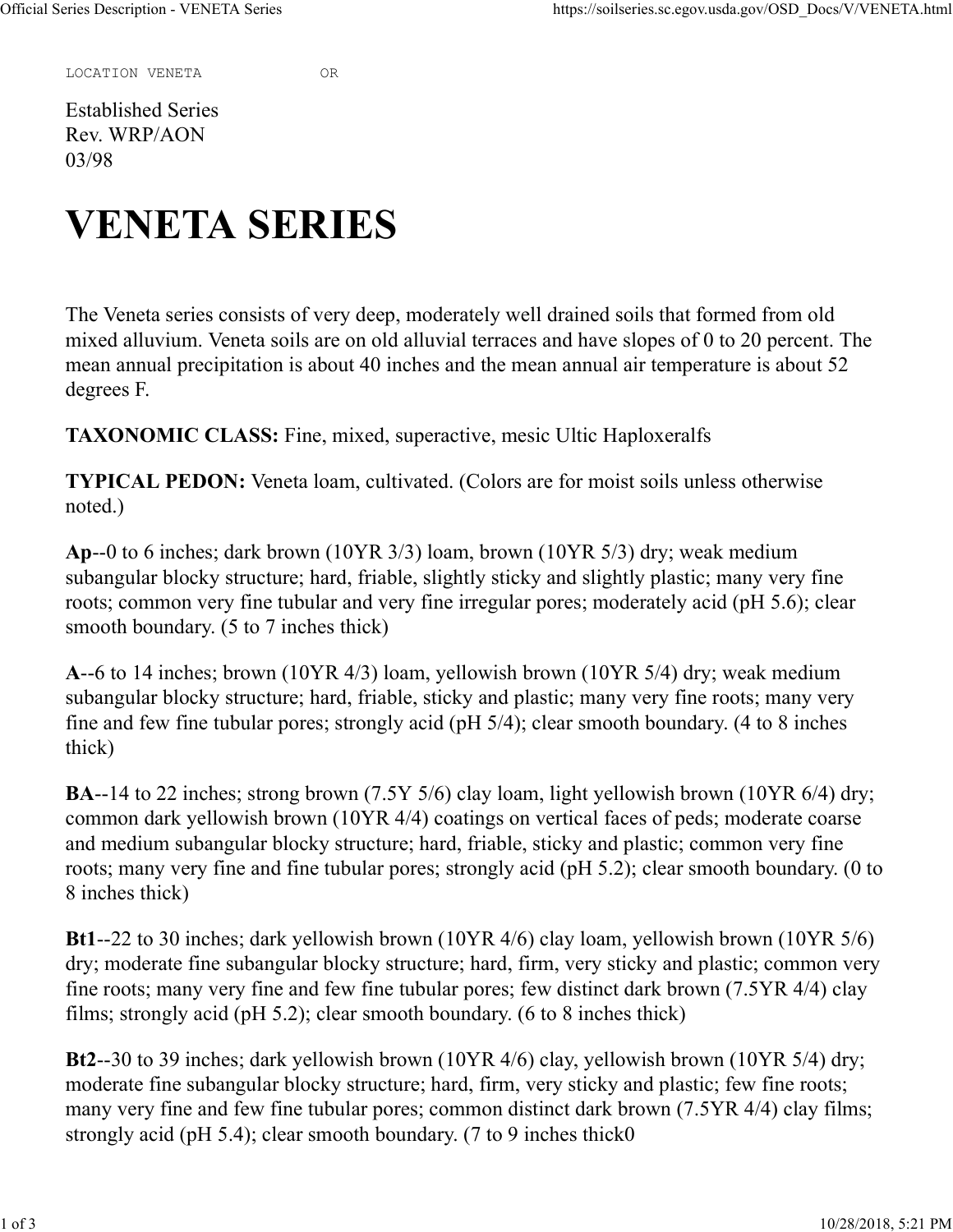LOCATION VENETA OR

Established Series
Rev. WRP/AON
03/98

# VENETA SERIES

The Veneta series consists of very deep, moderately well drained soils that formed from old mixed alluvium. Veneta soils are on old alluvial terraces and have slopes of 0 to 20 percent. The mean annual precipitation is about 40 inches and the mean annual air temperature is about 52 degrees F.

**TAXONOMIC CLASS:** Fine, mixed, superactive, mesic Ultic Haploxeralfs

**TYPICAL PEDON:** Veneta loam, cultivated. (Colors are for moist soils unless otherwise noted.)

**Ap**--0 to 6 inches; dark brown (10YR 3/3) loam, brown (10YR 5/3) dry; weak medium subangular blocky structure; hard, friable, slightly sticky and slightly plastic; many very fine roots; common very fine tubular and very fine irregular pores; moderately acid (pH 5.6); clear smooth boundary. (5 to 7 inches thick)

**A**--6 to 14 inches; brown (10YR 4/3) loam, yellowish brown (10YR 5/4) dry; weak medium subangular blocky structure; hard, friable, sticky and plastic; many very fine roots; many very fine and few fine tubular pores; strongly acid (pH 5/4); clear smooth boundary. (4 to 8 inches thick)

**BA**--14 to 22 inches; strong brown (7.5Y 5/6) clay loam, light yellowish brown (10YR 6/4) dry; common dark yellowish brown (10YR 4/4) coatings on vertical faces of peds; moderate coarse and medium subangular blocky structure; hard, friable, sticky and plastic; common very fine roots; many very fine and fine tubular pores; strongly acid (pH 5.2); clear smooth boundary. (0 to 8 inches thick)

**Bt1**--22 to 30 inches; dark yellowish brown (10YR 4/6) clay loam, yellowish brown (10YR 5/6) dry; moderate fine subangular blocky structure; hard, firm, very sticky and plastic; common very fine roots; many very fine and few fine tubular pores; few distinct dark brown (7.5YR 4/4) clay films; strongly acid (pH 5.2); clear smooth boundary. (6 to 8 inches thick)

**Bt2**--30 to 39 inches; dark yellowish brown (10YR 4/6) clay, yellowish brown (10YR 5/4) dry; moderate fine subangular blocky structure; hard, firm, very sticky and plastic; few fine roots; many very fine and few fine tubular pores; common distinct dark brown (7.5YR 4/4) clay films; strongly acid (pH 5.4); clear smooth boundary. (7 to 9 inches thick0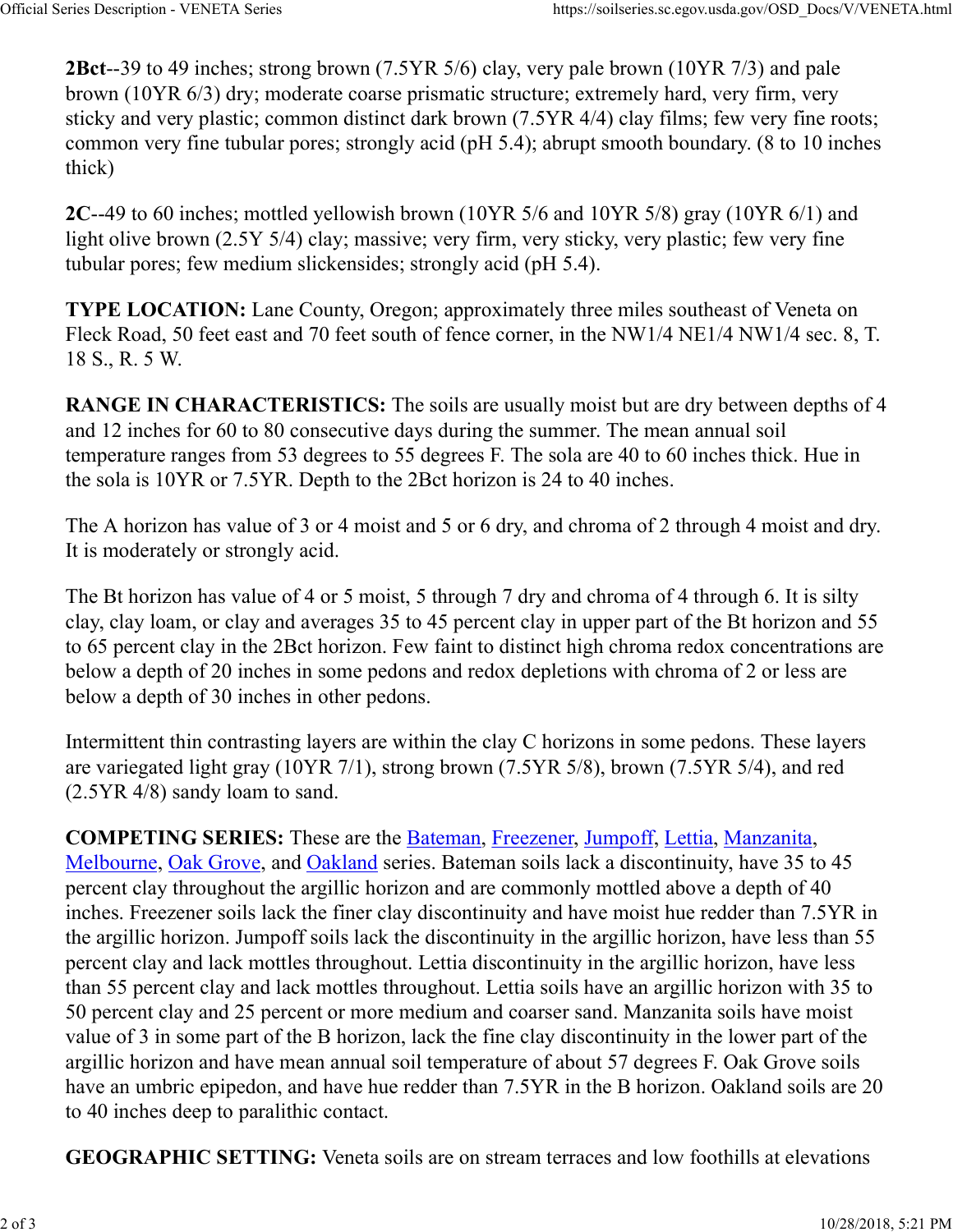**2Bct**--39 to 49 inches; strong brown (7.5YR 5/6) clay, very pale brown (10YR 7/3) and pale brown (10YR 6/3) dry; moderate coarse prismatic structure; extremely hard, very firm, very sticky and very plastic; common distinct dark brown (7.5YR 4/4) clay films; few very fine roots; common very fine tubular pores; strongly acid (pH 5.4); abrupt smooth boundary. (8 to 10 inches thick)

**2C**--49 to 60 inches; mottled yellowish brown (10YR 5/6 and 10YR 5/8) gray (10YR 6/1) and light olive brown (2.5Y 5/4) clay; massive; very firm, very sticky, very plastic; few very fine tubular pores; few medium slickensides; strongly acid (pH 5.4).

**TYPE LOCATION:** Lane County, Oregon; approximately three miles southeast of Veneta on Fleck Road, 50 feet east and 70 feet south of fence corner, in the NW1/4 NE1/4 NW1/4 sec. 8, T. 18 S., R. 5 W.

**RANGE IN CHARACTERISTICS:** The soils are usually moist but are dry between depths of 4 and 12 inches for 60 to 80 consecutive days during the summer. The mean annual soil temperature ranges from 53 degrees to 55 degrees F. The sola are 40 to 60 inches thick. Hue in the sola is 10YR or 7.5YR. Depth to the 2Bct horizon is 24 to 40 inches.

The A horizon has value of 3 or 4 moist and 5 or 6 dry, and chroma of 2 through 4 moist and dry. It is moderately or strongly acid.

The Bt horizon has value of 4 or 5 moist, 5 through 7 dry and chroma of 4 through 6. It is silty clay, clay loam, or clay and averages 35 to 45 percent clay in upper part of the Bt horizon and 55 to 65 percent clay in the 2Bct horizon. Few faint to distinct high chroma redox concentrations are below a depth of 20 inches in some pedons and redox depletions with chroma of 2 or less are below a depth of 30 inches in other pedons.

Intermittent thin contrasting layers are within the clay C horizons in some pedons. These layers are variegated light gray (10YR 7/1), strong brown (7.5YR 5/8), brown (7.5YR 5/4), and red (2.5YR 4/8) sandy loam to sand.

**COMPETING SERIES:** These are the Bateman, Freezener, Jumpoff, Lettia, Manzanita, Melbourne, Oak Grove, and Oakland series. Bateman soils lack a discontinuity, have 35 to 45 percent clay throughout the argillic horizon and are commonly mottled above a depth of 40 inches. Freezener soils lack the finer clay discontinuity and have moist hue redder than 7.5YR in the argillic horizon. Jumpoff soils lack the discontinuity in the argillic horizon, have less than 55 percent clay and lack mottles throughout. Lettia discontinuity in the argillic horizon, have less than 55 percent clay and lack mottles throughout. Lettia soils have an argillic horizon with 35 to 50 percent clay and 25 percent or more medium and coarser sand. Manzanita soils have moist value of 3 in some part of the B horizon, lack the fine clay discontinuity in the lower part of the argillic horizon and have mean annual soil temperature of about 57 degrees F. Oak Grove soils have an umbric epipedon, and have hue redder than 7.5YR in the B horizon. Oakland soils are 20 to 40 inches deep to paralithic contact.

**GEOGRAPHIC SETTING:** Veneta soils are on stream terraces and low foothills at elevations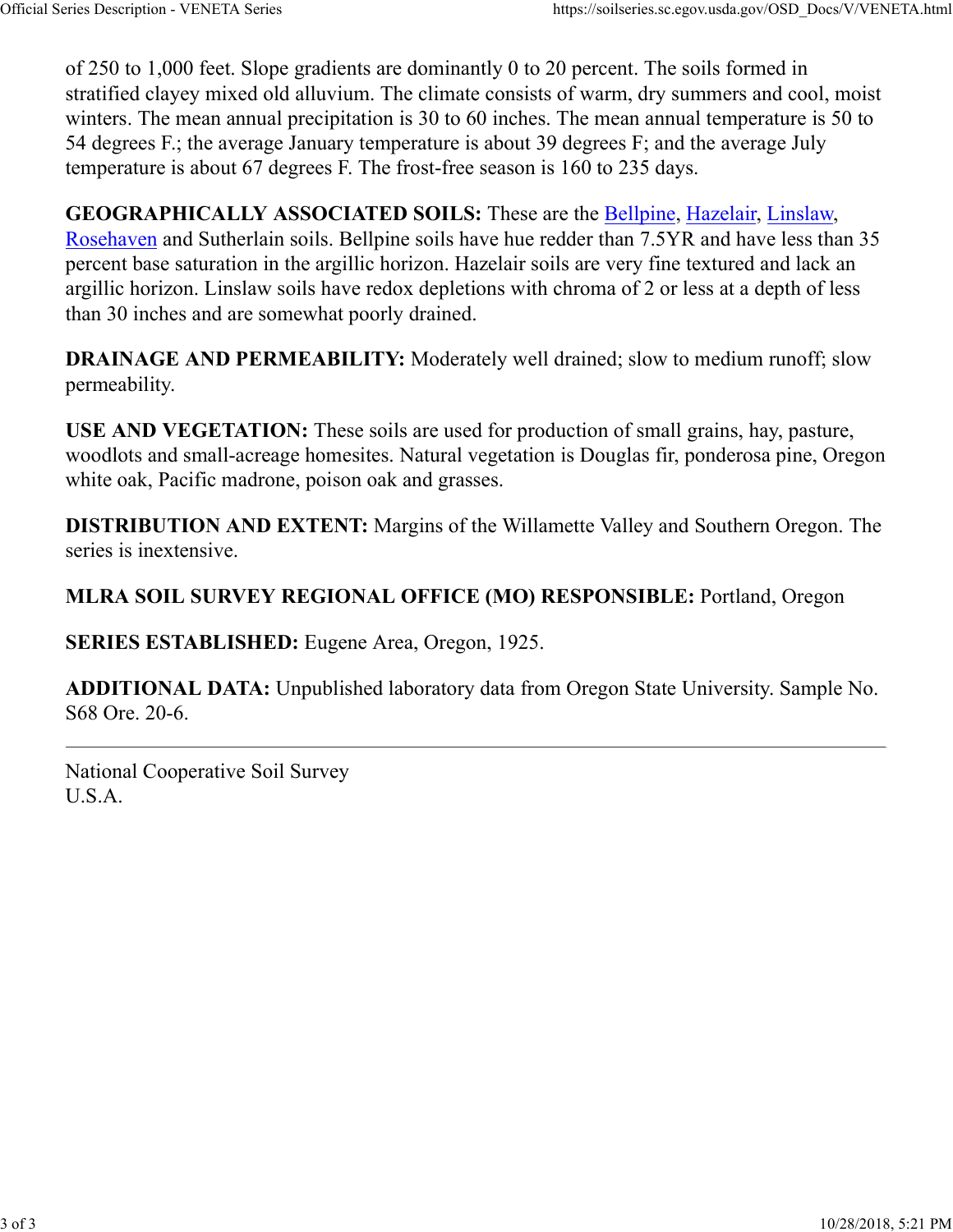of 250 to 1,000 feet. Slope gradients are dominantly 0 to 20 percent. The soils formed in stratified clayey mixed old alluvium. The climate consists of warm, dry summers and cool, moist winters. The mean annual precipitation is 30 to 60 inches. The mean annual temperature is 50 to 54 degrees F.; the average January temperature is about 39 degrees F; and the average July temperature is about 67 degrees F. The frost-free season is 160 to 235 days.

**GEOGRAPHICALLY ASSOCIATED SOILS:** These are the Bellpine, Hazelair, Linslaw, Rosehaven and Sutherlain soils. Bellpine soils have hue redder than 7.5YR and have less than 35 percent base saturation in the argillic horizon. Hazelair soils are very fine textured and lack an argillic horizon. Linslaw soils have redox depletions with chroma of 2 or less at a depth of less than 30 inches and are somewhat poorly drained.

**DRAINAGE AND PERMEABILITY:** Moderately well drained; slow to medium runoff; slow permeability.

**USE AND VEGETATION:** These soils are used for production of small grains, hay, pasture, woodlots and small-acreage homesites. Natural vegetation is Douglas fir, ponderosa pine, Oregon white oak, Pacific madrone, poison oak and grasses.

**DISTRIBUTION AND EXTENT:** Margins of the Willamette Valley and Southern Oregon. The series is inextensive.

**MLRA SOIL SURVEY REGIONAL OFFICE (MO) RESPONSIBLE:** Portland, Oregon

**SERIES ESTABLISHED:** Eugene Area, Oregon, 1925.

**ADDITIONAL DATA:** Unpublished laboratory data from Oregon State University. Sample No. S68 Ore. 20-6.

---

National Cooperative Soil Survey
U.S.A.